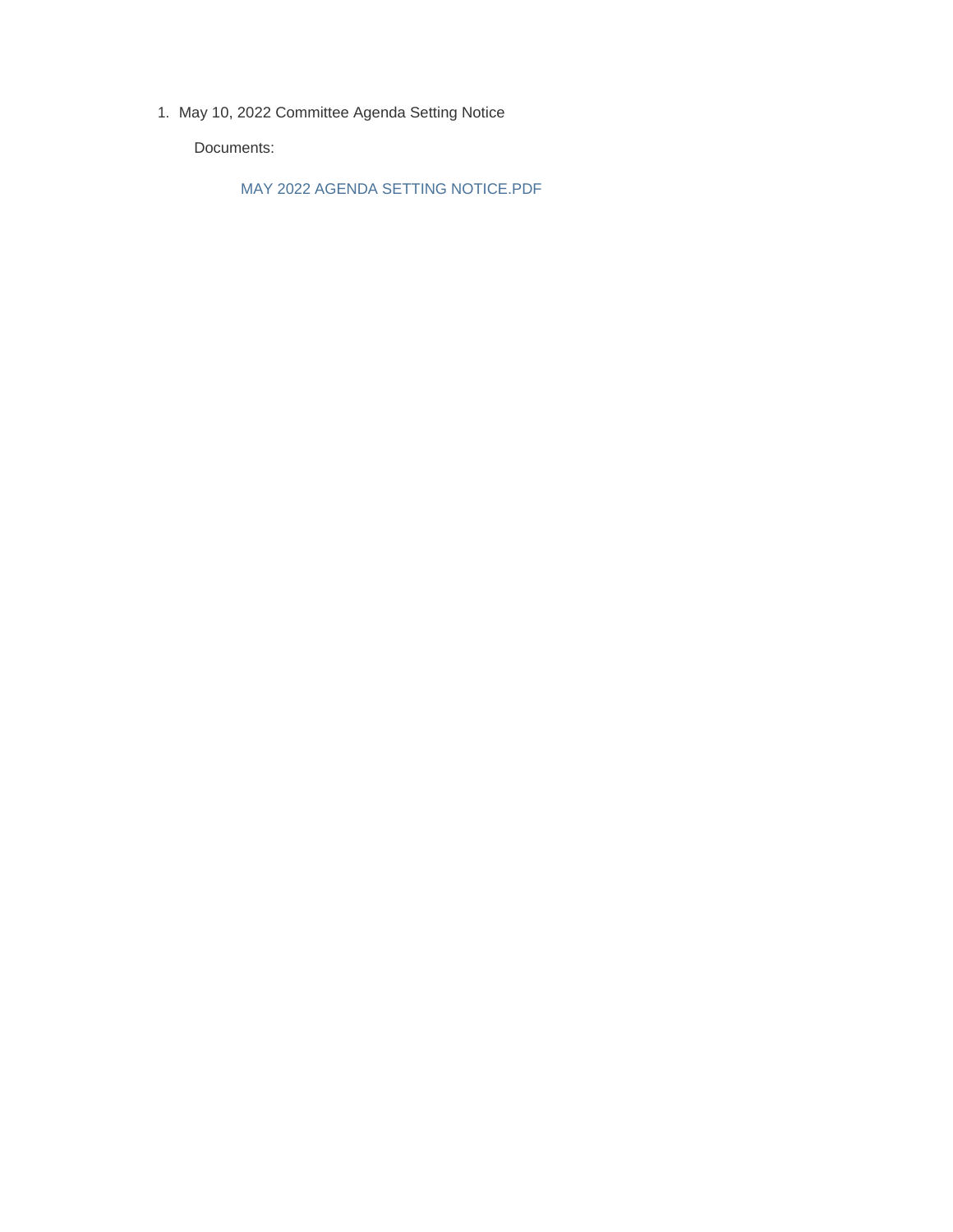1. May 10, 2022 Committee Agenda Setting Notice

    Documents:

        MAY 2022 AGENDA SETTING NOTICE.PDF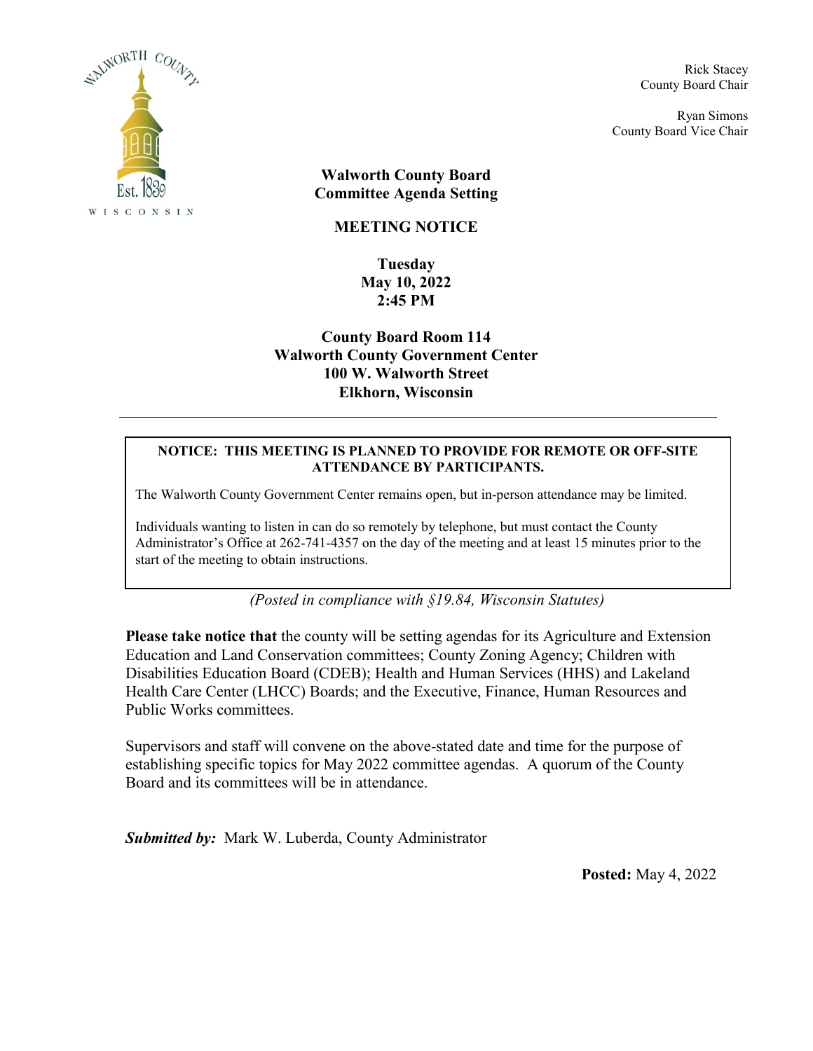WALWORTH COUNTY
Est. 1839
WISCONSIN

Rick Stacey
County Board Chair

Ryan Simons
County Board Vice Chair

**Walworth County Board**
**Committee Agenda Setting**

**MEETING NOTICE**

**Tuesday**
**May 10, 2022**
**2:45 PM**

**County Board Room 114**
**Walworth County Government Center**
**100 W. Walworth Street**
**Elkhorn, Wisconsin**

---

**NOTICE: THIS MEETING IS PLANNED TO PROVIDE FOR REMOTE OR OFF-SITE ATTENDANCE BY PARTICIPANTS.**

The Walworth County Government Center remains open, but in-person attendance may be limited.

Individuals wanting to listen in can do so remotely by telephone, but must contact the County Administrator's Office at 262-741-4357 on the day of the meeting and at least 15 minutes prior to the start of the meeting to obtain instructions.

*(Posted in compliance with §19.84, Wisconsin Statutes)*

**Please take notice that** the county will be setting agendas for its Agriculture and Extension Education and Land Conservation committees; County Zoning Agency; Children with Disabilities Education Board (CDEB); Health and Human Services (HHS) and Lakeland Health Care Center (LHCC) Boards; and the Executive, Finance, Human Resources and Public Works committees.

Supervisors and staff will convene on the above-stated date and time for the purpose of establishing specific topics for May 2022 committee agendas. A quorum of the County Board and its committees will be in attendance.

***Submitted by:*** Mark W. Luberda, County Administrator

**Posted:** May 4, 2022